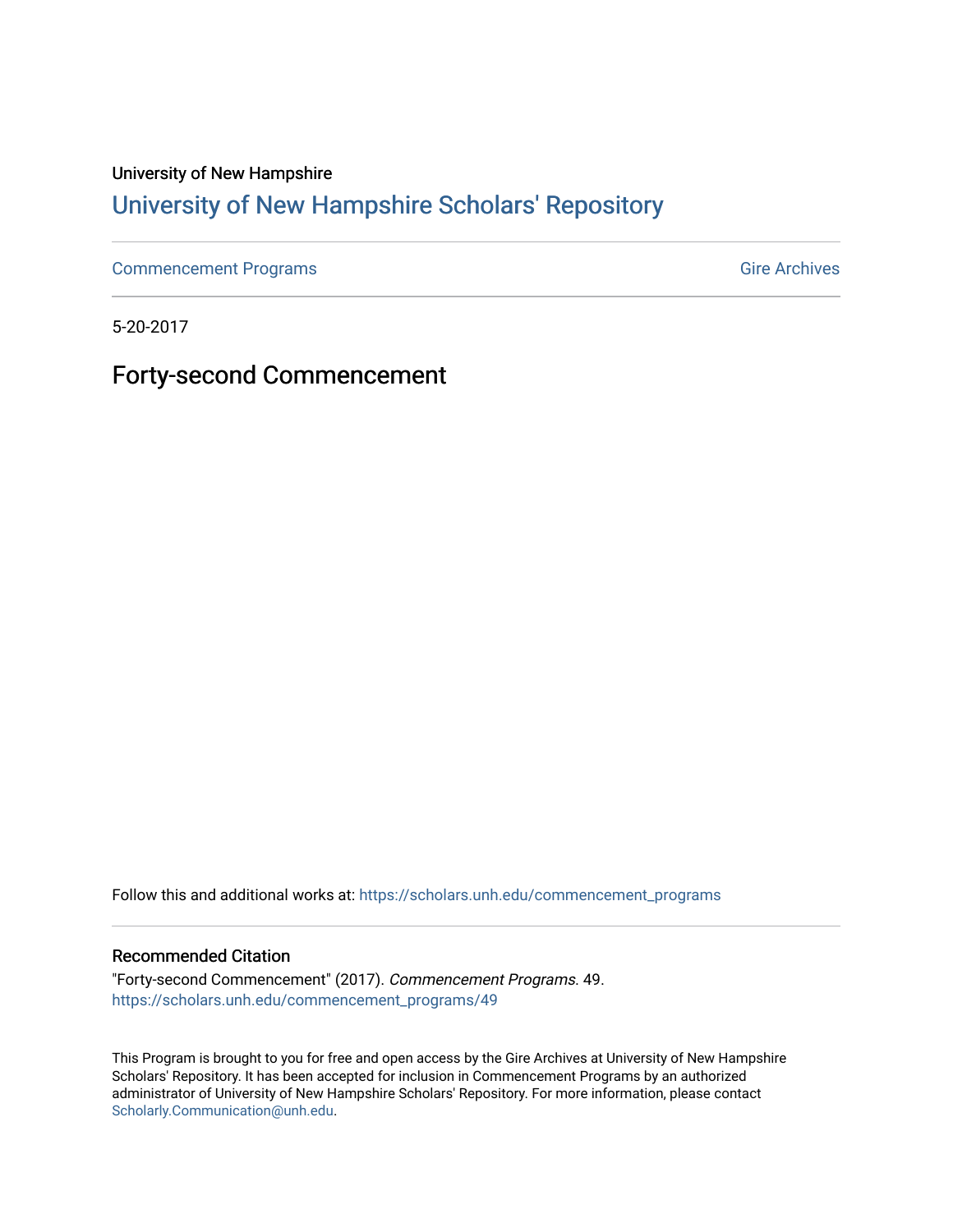University of New Hampshire

# University of New Hampshire Scholars' Repository

Commencement Programs | Gire Archives

5-20-2017

## Forty-second Commencement

Follow this and additional works at: https://scholars.unh.edu/commencement_programs

### Recommended Citation

"Forty-second Commencement" (2017). *Commencement Programs*. 49.
https://scholars.unh.edu/commencement_programs/49

This Program is brought to you for free and open access by the Gire Archives at University of New Hampshire Scholars' Repository. It has been accepted for inclusion in Commencement Programs by an authorized administrator of University of New Hampshire Scholars' Repository. For more information, please contact Scholarly.Communication@unh.edu.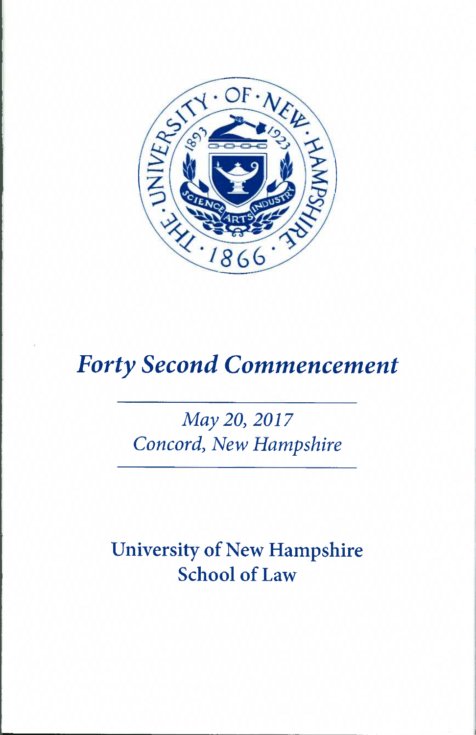# *Forty Second Commencement*

*May 20, 2017*
*Concord, New Hampshire*

## University of New Hampshire School of Law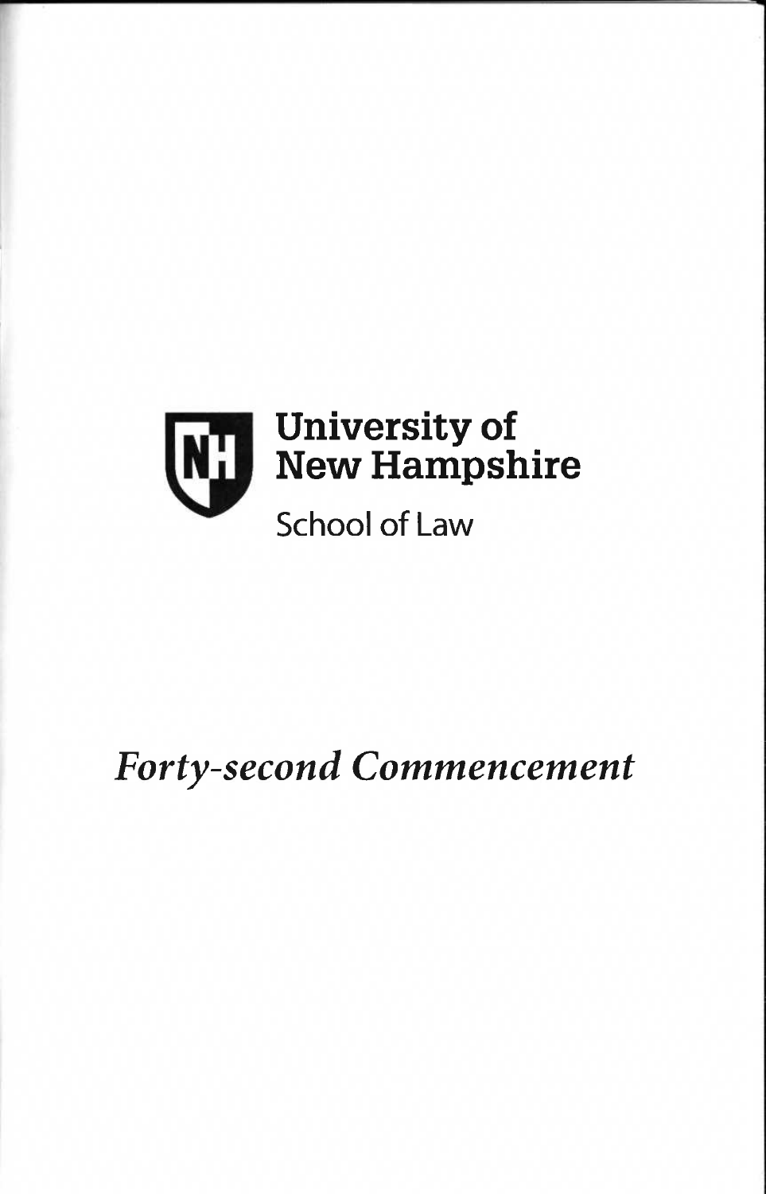University of
New Hampshire

School of Law

# *Forty-second Commencement*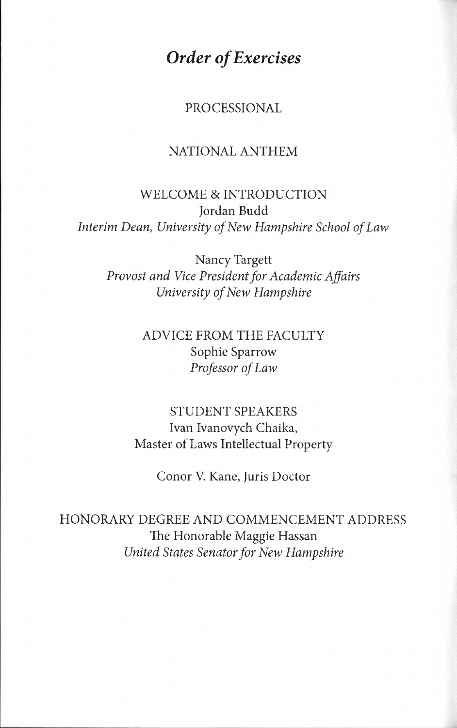# *Order of Exercises*

PROCESSIONAL

NATIONAL ANTHEM

WELCOME & INTRODUCTION
Jordan Budd
*Interim Dean, University of New Hampshire School of Law*

Nancy Targett
*Provost and Vice President for Academic Affairs*
*University of New Hampshire*

ADVICE FROM THE FACULTY
Sophie Sparrow
*Professor of Law*

STUDENT SPEAKERS
Ivan Ivanovych Chaika,
Master of Laws Intellectual Property

Conor V. Kane, Juris Doctor

HONORARY DEGREE AND COMMENCEMENT ADDRESS
The Honorable Maggie Hassan
*United States Senator for New Hampshire*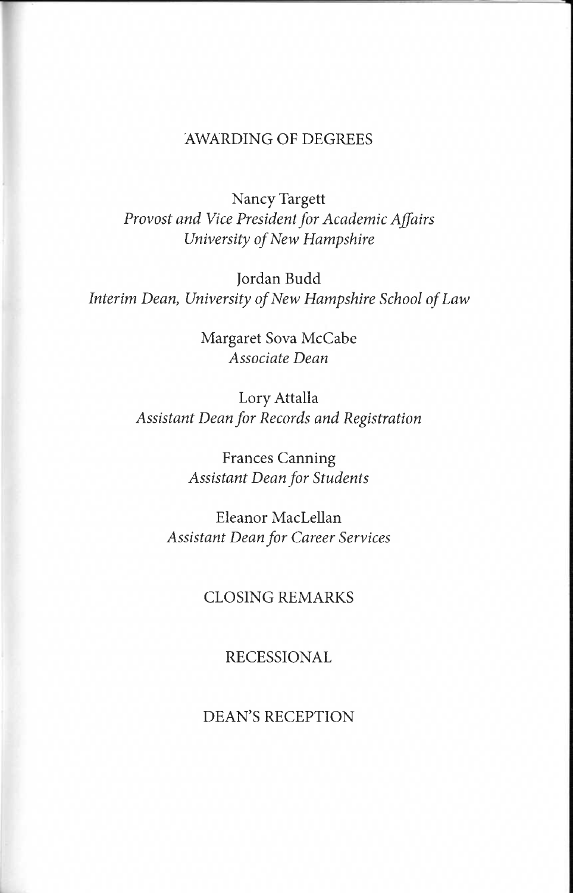## AWARDING OF DEGREES

Nancy Targett
*Provost and Vice President for Academic Affairs*
*University of New Hampshire*

Jordan Budd
*Interim Dean, University of New Hampshire School of Law*

Margaret Sova McCabe
*Associate Dean*

Lory Attalla
*Assistant Dean for Records and Registration*

Frances Canning
*Assistant Dean for Students*

Eleanor MacLellan
*Assistant Dean for Career Services*

## CLOSING REMARKS

## RECESSIONAL

## DEAN'S RECEPTION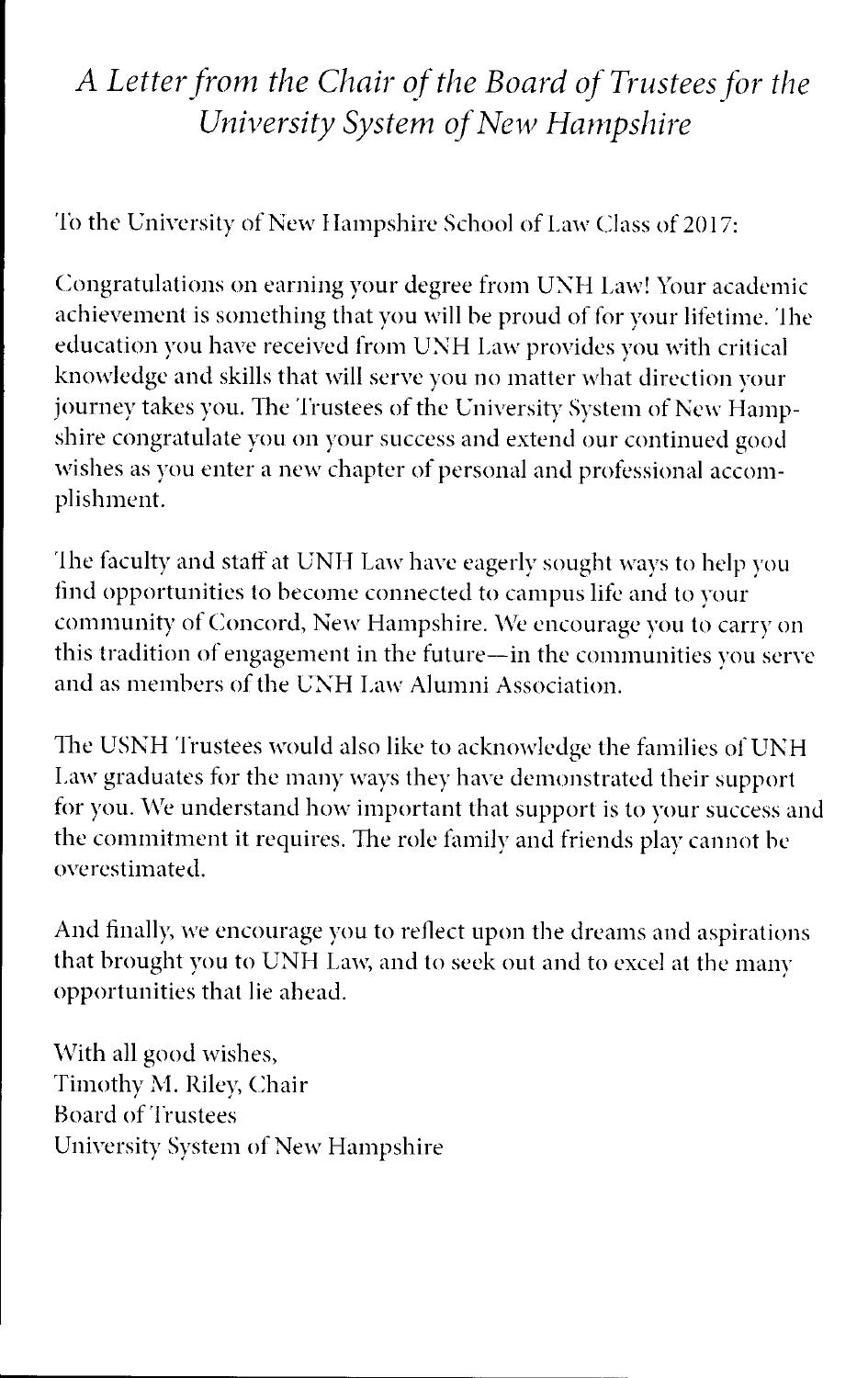# *A Letter from the Chair of the Board of Trustees for the University System of New Hampshire*

To the University of New Hampshire School of Law Class of 2017:

Congratulations on earning your degree from UNH Law! Your academic achievement is something that you will be proud of for your lifetime. The education you have received from UNH Law provides you with critical knowledge and skills that will serve you no matter what direction your journey takes you. The Trustees of the University System of New Hampshire congratulate you on your success and extend our continued good wishes as you enter a new chapter of personal and professional accomplishment.

The faculty and staff at UNH Law have eagerly sought ways to help you find opportunities to become connected to campus life and to your community of Concord, New Hampshire. We encourage you to carry on this tradition of engagement in the future—in the communities you serve and as members of the UNH Law Alumni Association.

The USNH Trustees would also like to acknowledge the families of UNH Law graduates for the many ways they have demonstrated their support for you. We understand how important that support is to your success and the commitment it requires. The role family and friends play cannot be overestimated.

And finally, we encourage you to reflect upon the dreams and aspirations that brought you to UNH Law, and to seek out and to excel at the many opportunities that lie ahead.

With all good wishes,
Timothy M. Riley, Chair
Board of Trustees
University System of New Hampshire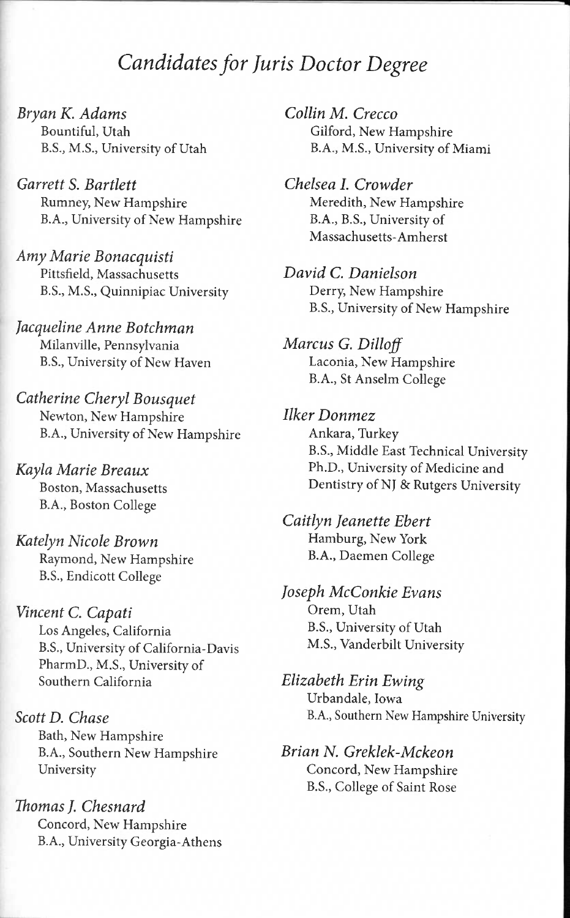## *Candidates for Juris Doctor Degree*

*Bryan K. Adams*
Bountiful, Utah
B.S., M.S., University of Utah

*Garrett S. Bartlett*
Rumney, New Hampshire
B.A., University of New Hampshire

*Amy Marie Bonacquisti*
Pittsfield, Massachusetts
B.S., M.S., Quinnipiac University

*Jacqueline Anne Botchman*
Milanville, Pennsylvania
B.S., University of New Haven

*Catherine Cheryl Bousquet*
Newton, New Hampshire
B.A., University of New Hampshire

*Kayla Marie Breaux*
Boston, Massachusetts
B.A., Boston College

*Katelyn Nicole Brown*
Raymond, New Hampshire
B.S., Endicott College

*Vincent C. Capati*
Los Angeles, California
B.S., University of California-Davis
PharmD., M.S., University of Southern California

*Scott D. Chase*
Bath, New Hampshire
B.A., Southern New Hampshire University

*Thomas J. Chesnard*
Concord, New Hampshire
B.A., University Georgia-Athens

*Collin M. Crecco*
Gilford, New Hampshire
B.A., M.S., University of Miami

*Chelsea I. Crowder*
Meredith, New Hampshire
B.A., B.S., University of Massachusetts-Amherst

*David C. Danielson*
Derry, New Hampshire
B.S., University of New Hampshire

*Marcus G. Dilloff*
Laconia, New Hampshire
B.A., St Anselm College

*Ilker Donmez*
Ankara, Turkey
B.S., Middle East Technical University
Ph.D., University of Medicine and Dentistry of NJ & Rutgers University

*Caitlyn Jeanette Ebert*
Hamburg, New York
B.A., Daemen College

*Joseph McConkie Evans*
Orem, Utah
B.S., University of Utah
M.S., Vanderbilt University

*Elizabeth Erin Ewing*
Urbandale, Iowa
B.A., Southern New Hampshire University

*Brian N. Greklek-Mckeon*
Concord, New Hampshire
B.S., College of Saint Rose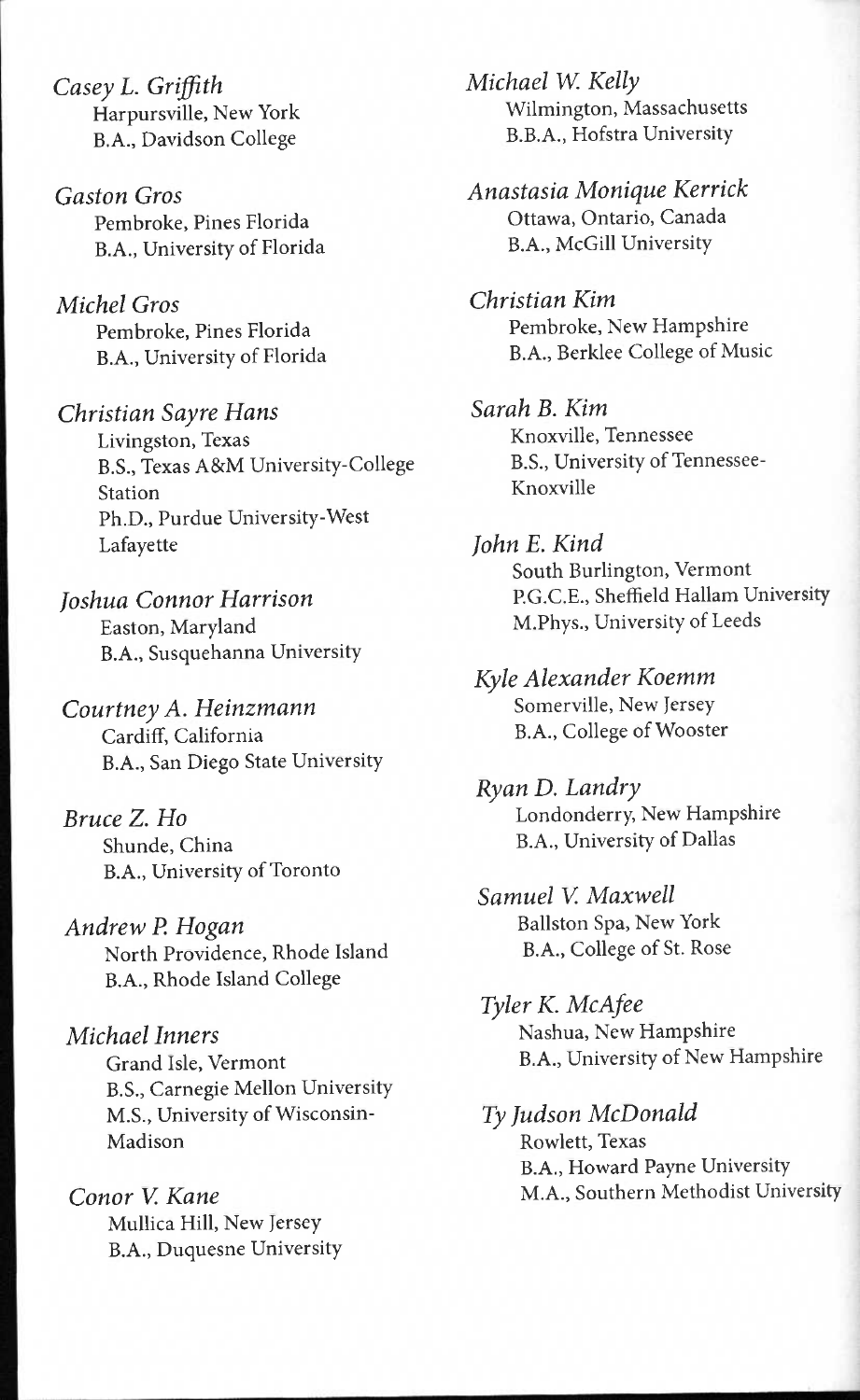*Casey L. Griffith*
Harpursville, New York
B.A., Davidson College

*Gaston Gros*
Pembroke, Pines Florida
B.A., University of Florida

*Michel Gros*
Pembroke, Pines Florida
B.A., University of Florida

*Christian Sayre Hans*
Livingston, Texas
B.S., Texas A&M University-College Station
Ph.D., Purdue University-West Lafayette

*Joshua Connor Harrison*
Easton, Maryland
B.A., Susquehanna University

*Courtney A. Heinzmann*
Cardiff, California
B.A., San Diego State University

*Bruce Z. Ho*
Shunde, China
B.A., University of Toronto

*Andrew P. Hogan*
North Providence, Rhode Island
B.A., Rhode Island College

*Michael Inners*
Grand Isle, Vermont
B.S., Carnegie Mellon University
M.S., University of Wisconsin-Madison

*Conor V. Kane*
Mullica Hill, New Jersey
B.A., Duquesne University

*Michael W. Kelly*
Wilmington, Massachusetts
B.B.A., Hofstra University

*Anastasia Monique Kerrick*
Ottawa, Ontario, Canada
B.A., McGill University

*Christian Kim*
Pembroke, New Hampshire
B.A., Berklee College of Music

*Sarah B. Kim*
Knoxville, Tennessee
B.S., University of Tennessee-Knoxville

*John E. Kind*
South Burlington, Vermont
P.G.C.E., Sheffield Hallam University
M.Phys., University of Leeds

*Kyle Alexander Koemm*
Somerville, New Jersey
B.A., College of Wooster

*Ryan D. Landry*
Londonderry, New Hampshire
B.A., University of Dallas

*Samuel V. Maxwell*
Ballston Spa, New York
B.A., College of St. Rose

*Tyler K. McAfee*
Nashua, New Hampshire
B.A., University of New Hampshire

*Ty Judson McDonald*
Rowlett, Texas
B.A., Howard Payne University
M.A., Southern Methodist University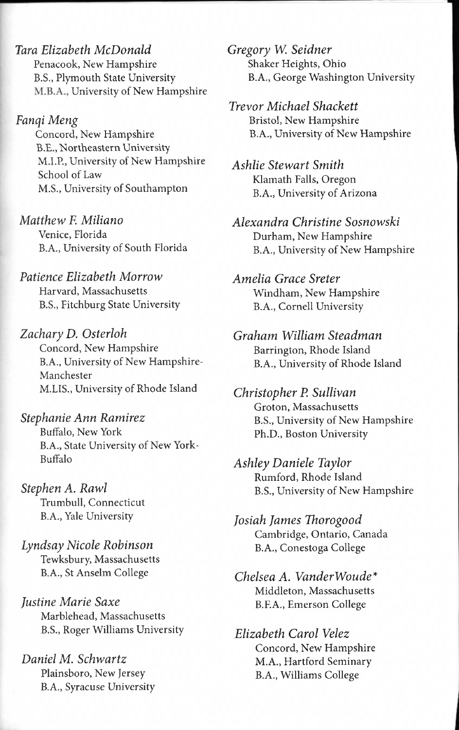*Tara Elizabeth McDonald*
Penacook, New Hampshire
B.S., Plymouth State University
M.B.A., University of New Hampshire

*Fanqi Meng*
Concord, New Hampshire
B.E., Northeastern University
M.I.P., University of New Hampshire School of Law
M.S., University of Southampton

*Matthew F. Miliano*
Venice, Florida
B.A., University of South Florida

*Patience Elizabeth Morrow*
Harvard, Massachusetts
B.S., Fitchburg State University

*Zachary D. Osterloh*
Concord, New Hampshire
B.A., University of New Hampshire-Manchester
M.LIS., University of Rhode Island

*Stephanie Ann Ramirez*
Buffalo, New York
B.A., State University of New York-Buffalo

*Stephen A. Rawl*
Trumbull, Connecticut
B.A., Yale University

*Lyndsay Nicole Robinson*
Tewksbury, Massachusetts
B.A., St Anselm College

*Justine Marie Saxe*
Marblehead, Massachusetts
B.S., Roger Williams University

*Daniel M. Schwartz*
Plainsboro, New Jersey
B.A., Syracuse University

*Gregory W. Seidner*
Shaker Heights, Ohio
B.A., George Washington University

*Trevor Michael Shackett*
Bristol, New Hampshire
B.A., University of New Hampshire

*Ashlie Stewart Smith*
Klamath Falls, Oregon
B.A., University of Arizona

*Alexandra Christine Sosnowski*
Durham, New Hampshire
B.A., University of New Hampshire

*Amelia Grace Sreter*
Windham, New Hampshire
B.A., Cornell University

*Graham William Steadman*
Barrington, Rhode Island
B.A., University of Rhode Island

*Christopher P. Sullivan*
Groton, Massachusetts
B.S., University of New Hampshire
Ph.D., Boston University

*Ashley Daniele Taylor*
Rumford, Rhode Island
B.S., University of New Hampshire

*Josiah James Thorogood*
Cambridge, Ontario, Canada
B.A., Conestoga College

*Chelsea A. VanderWoude**
Middleton, Massachusetts
B.F.A., Emerson College

*Elizabeth Carol Velez*
Concord, New Hampshire
M.A., Hartford Seminary
B.A., Williams College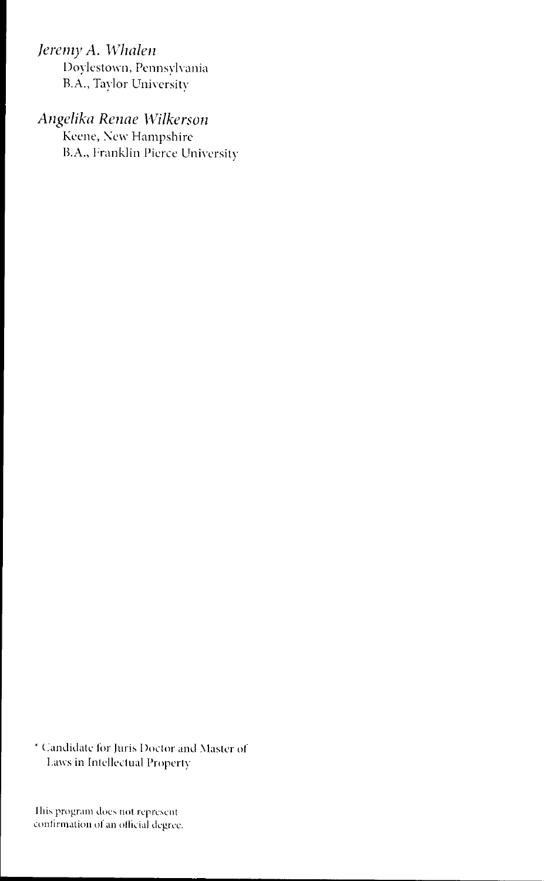*Jeremy A. Whalen*
Doylestown, Pennsylvania
B.A., Taylor University

*Angelika Renae Wilkerson*
Keene, New Hampshire
B.A., Franklin Pierce University

* Candidate for Juris Doctor and Master of Laws in Intellectual Property

This program does not represent confirmation of an official degree.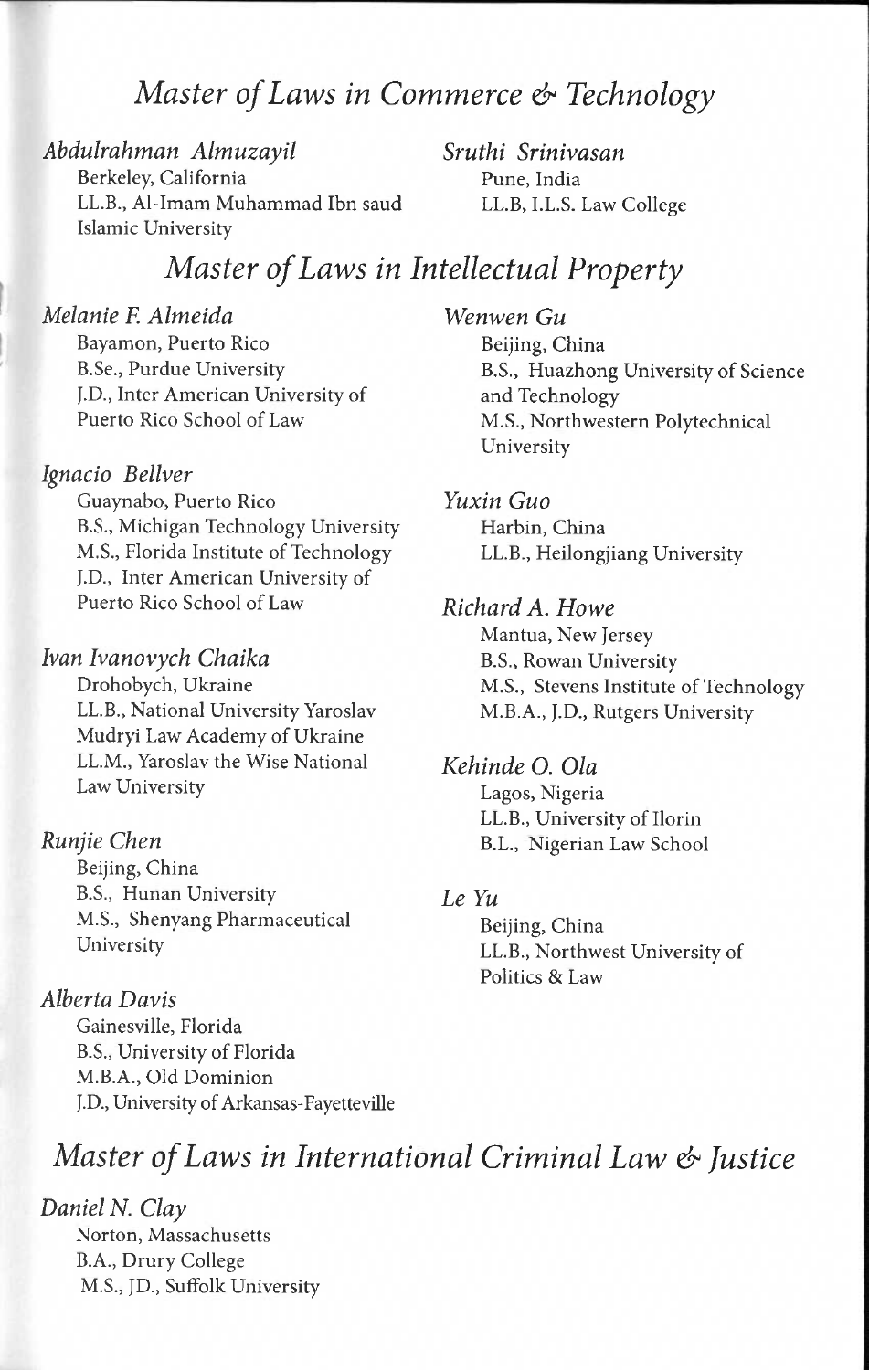## *Master of Laws in Commerce & Technology*

*Abdulrahman Almuzayil*
Berkeley, California
LL.B., Al-Imam Muhammad Ibn saud Islamic University

*Sruthi Srinivasan*
Pune, India
LL.B, I.L.S. Law College

## *Master of Laws in Intellectual Property*

*Melanie F. Almeida*
Bayamon, Puerto Rico
B.Se., Purdue University
J.D., Inter American University of Puerto Rico School of Law

*Ignacio Bellver*
Guaynabo, Puerto Rico
B.S., Michigan Technology University
M.S., Florida Institute of Technology
J.D., Inter American University of Puerto Rico School of Law

*Ivan Ivanovych Chaika*
Drohobych, Ukraine
LL.B., National University Yaroslav Mudryi Law Academy of Ukraine
LL.M., Yaroslav the Wise National Law University

*Runjie Chen*
Beijing, China
B.S., Hunan University
M.S., Shenyang Pharmaceutical University

*Alberta Davis*
Gainesville, Florida
B.S., University of Florida
M.B.A., Old Dominion
J.D., University of Arkansas-Fayetteville

*Wenwen Gu*
Beijing, China
B.S., Huazhong University of Science and Technology
M.S., Northwestern Polytechnical University

*Yuxin Guo*
Harbin, China
LL.B., Heilongjiang University

*Richard A. Howe*
Mantua, New Jersey
B.S., Rowan University
M.S., Stevens Institute of Technology
M.B.A., J.D., Rutgers University

*Kehinde O. Ola*
Lagos, Nigeria
LL.B., University of Ilorin
B.L., Nigerian Law School

*Le Yu*
Beijing, China
LL.B., Northwest University of Politics & Law

## *Master of Laws in International Criminal Law & Justice*

*Daniel N. Clay*
Norton, Massachusetts
B.A., Drury College
M.S., JD., Suffolk University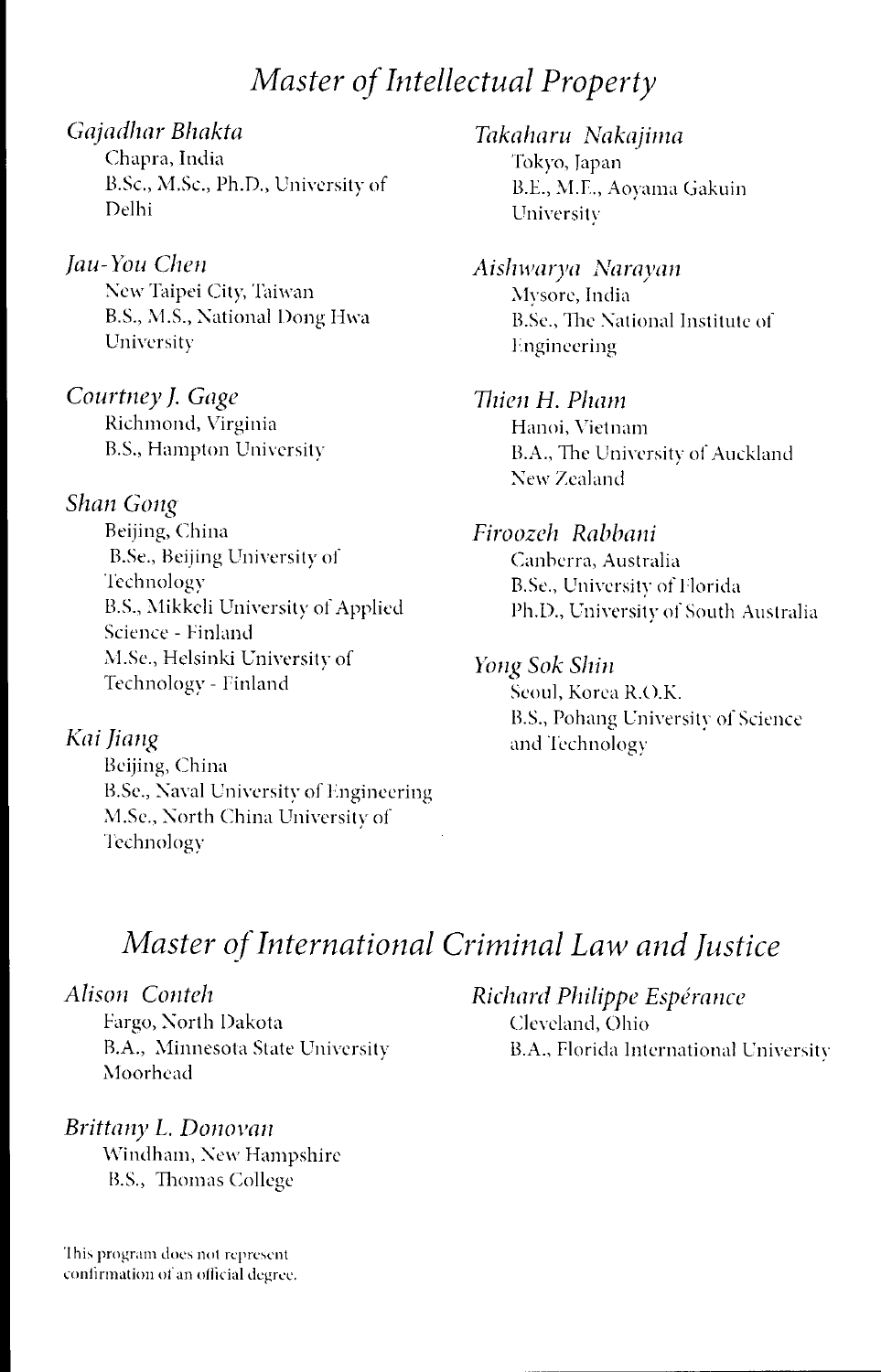## *Master of Intellectual Property*

*Gajadhar Bhakta*
Chapra, India
B.Sc., M.Sc., Ph.D., University of Delhi

*Jau-You Chen*
New Taipei City, Taiwan
B.S., M.S., National Dong Hwa University

*Courtney J. Gage*
Richmond, Virginia
B.S., Hampton University

*Shan Gong*
Beijing, China
B.Sc., Beijing University of Technology
B.S., Mikkeli University of Applied Science - Finland
M.Sc., Helsinki University of Technology - Finland

*Kai Jiang*
Beijing, China
B.Sc., Naval University of Engineering
M.Sc., North China University of Technology

*Takaharu Nakajima*
Tokyo, Japan
B.E., M.E., Aoyama Gakuin University

*Aishwarya Narayan*
Mysore, India
B.Sc., The National Institute of Engineering

*Thien H. Pham*
Hanoi, Vietnam
B.A., The University of Auckland New Zealand

*Firoozeh Rabbani*
Canberra, Australia
B.Sc., University of Florida
Ph.D., University of South Australia

*Yong Sok Shin*
Seoul, Korea R.O.K.
B.S., Pohang University of Science and Technology

## *Master of International Criminal Law and Justice*

*Alison Conteh*
Fargo, North Dakota
B.A., Minnesota State University Moorhead

*Brittany L. Donovan*
Windham, New Hampshire
B.S., Thomas College

*Richard Philippe Espérance*
Cleveland, Ohio
B.A., Florida International University

This program does not represent confirmation of an official degree.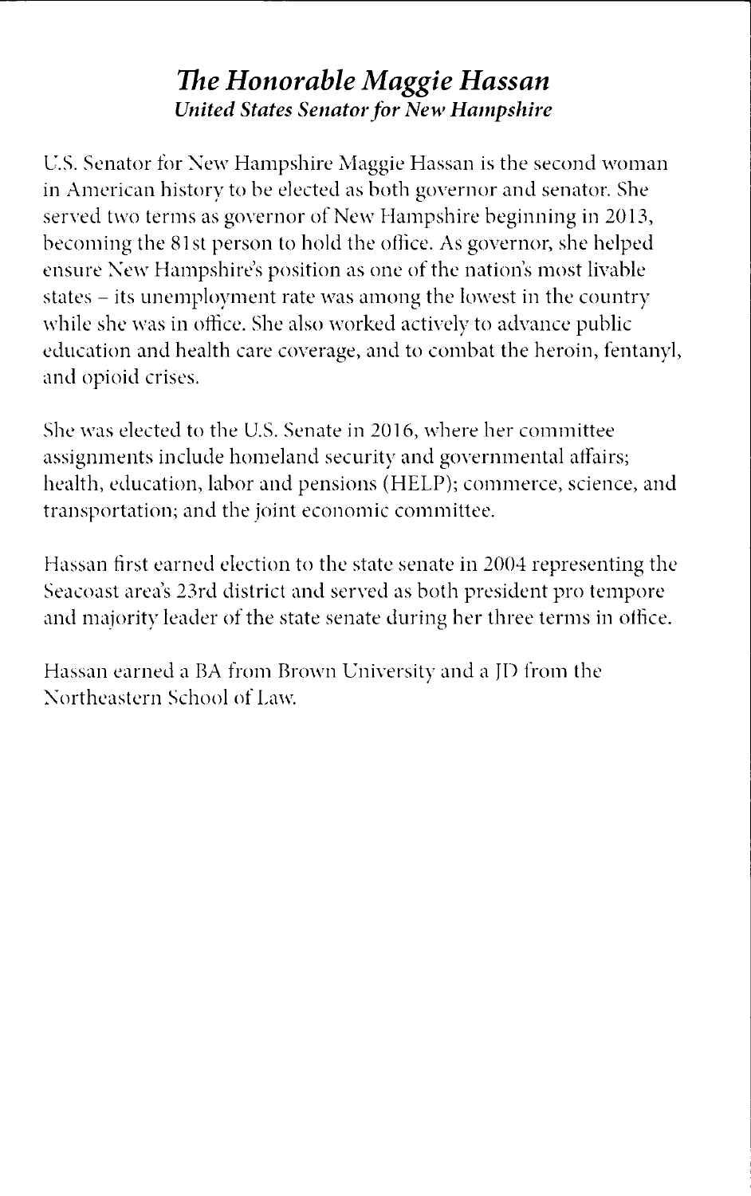## *The Honorable Maggie Hassan*

***United States Senator for New Hampshire***

U.S. Senator for New Hampshire Maggie Hassan is the second woman in American history to be elected as both governor and senator. She served two terms as governor of New Hampshire beginning in 2013, becoming the 81st person to hold the office. As governor, she helped ensure New Hampshire's position as one of the nation's most livable states – its unemployment rate was among the lowest in the country while she was in office. She also worked actively to advance public education and health care coverage, and to combat the heroin, fentanyl, and opioid crises.

She was elected to the U.S. Senate in 2016, where her committee assignments include homeland security and governmental affairs; health, education, labor and pensions (HELP); commerce, science, and transportation; and the joint economic committee.

Hassan first earned election to the state senate in 2004 representing the Seacoast area's 23rd district and served as both president pro tempore and majority leader of the state senate during her three terms in office.

Hassan earned a BA from Brown University and a JD from the Northeastern School of Law.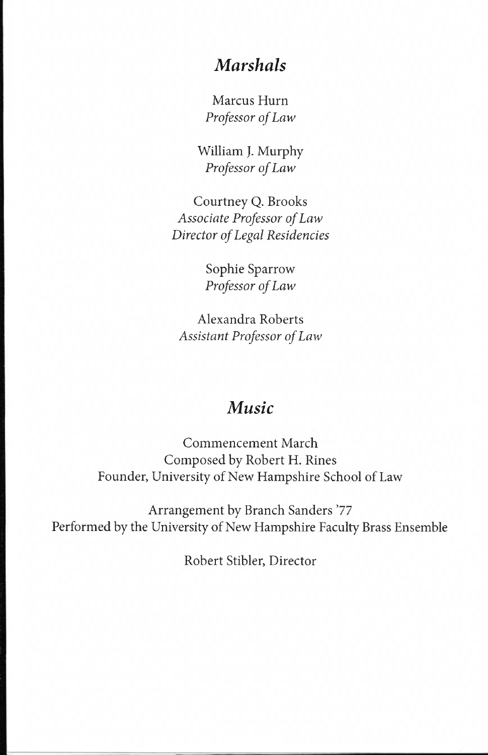## *Marshals*

Marcus Hurn
*Professor of Law*

William J. Murphy
*Professor of Law*

Courtney Q. Brooks
*Associate Professor of Law*
*Director of Legal Residencies*

Sophie Sparrow
*Professor of Law*

Alexandra Roberts
*Assistant Professor of Law*

## *Music*

Commencement March
Composed by Robert H. Rines
Founder, University of New Hampshire School of Law

Arrangement by Branch Sanders '77
Performed by the University of New Hampshire Faculty Brass Ensemble

Robert Stibler, Director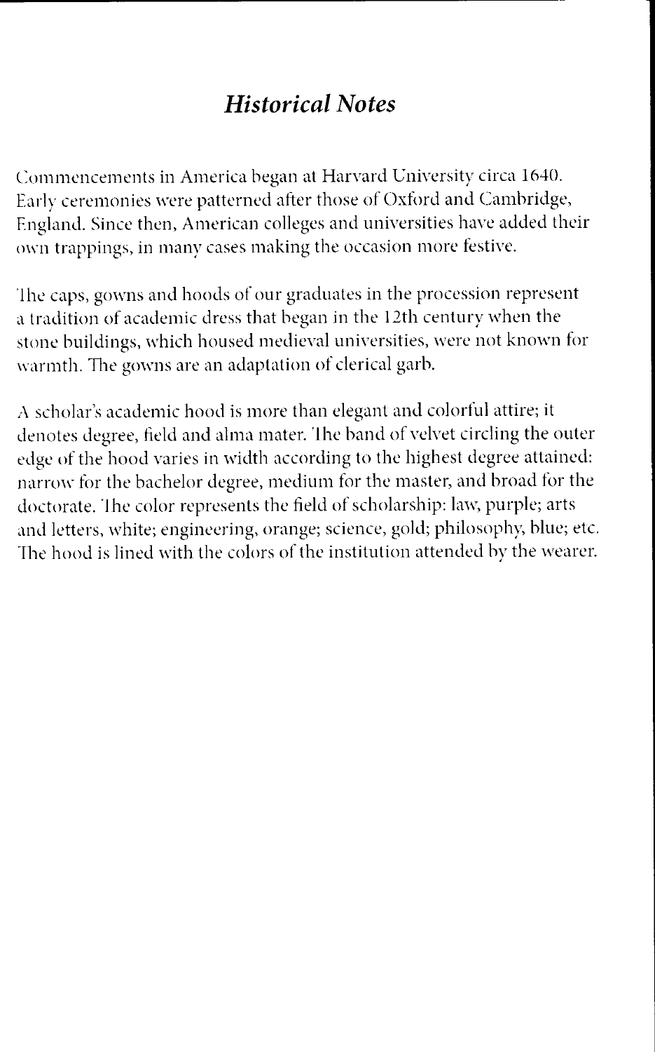## *Historical Notes*

Commencements in America began at Harvard University circa 1640. Early ceremonies were patterned after those of Oxford and Cambridge, England. Since then, American colleges and universities have added their own trappings, in many cases making the occasion more festive.

The caps, gowns and hoods of our graduates in the procession represent a tradition of academic dress that began in the 12th century when the stone buildings, which housed medieval universities, were not known for warmth. The gowns are an adaptation of clerical garb.

A scholar's academic hood is more than elegant and colorful attire; it denotes degree, field and alma mater. The band of velvet circling the outer edge of the hood varies in width according to the highest degree attained: narrow for the bachelor degree, medium for the master, and broad for the doctorate. The color represents the field of scholarship: law, purple; arts and letters, white; engineering, orange; science, gold; philosophy, blue; etc. The hood is lined with the colors of the institution attended by the wearer.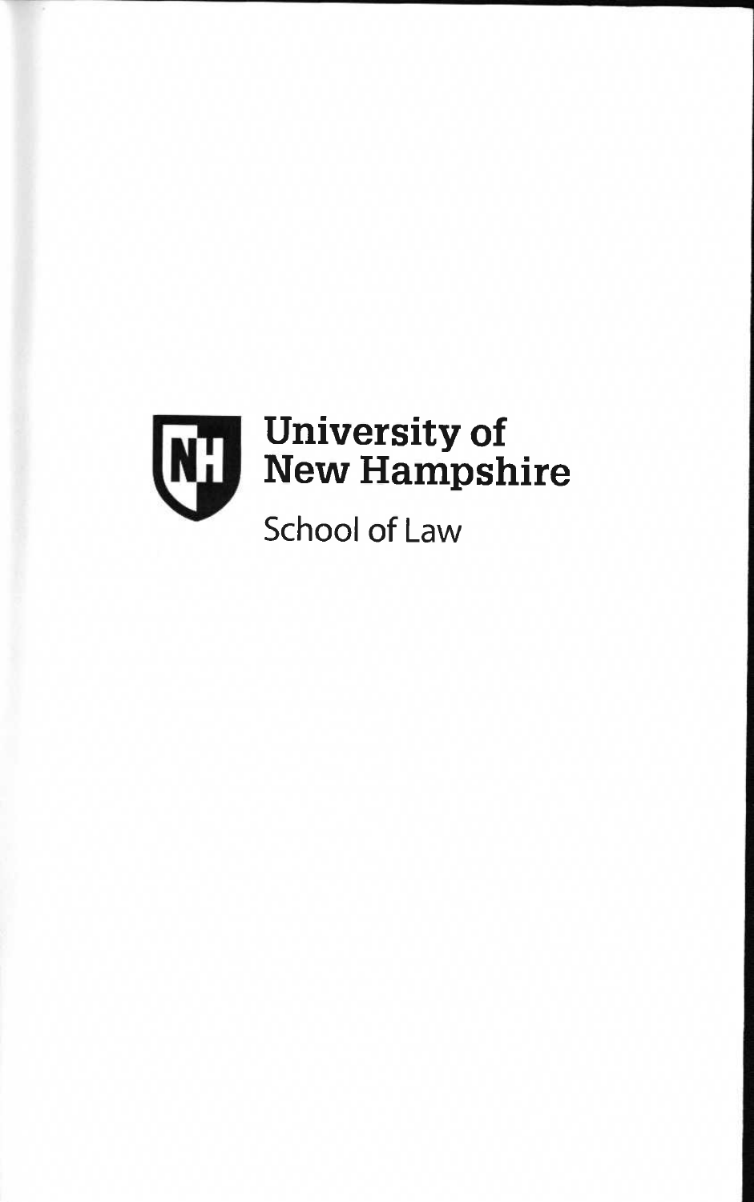University of
New Hampshire

School of Law